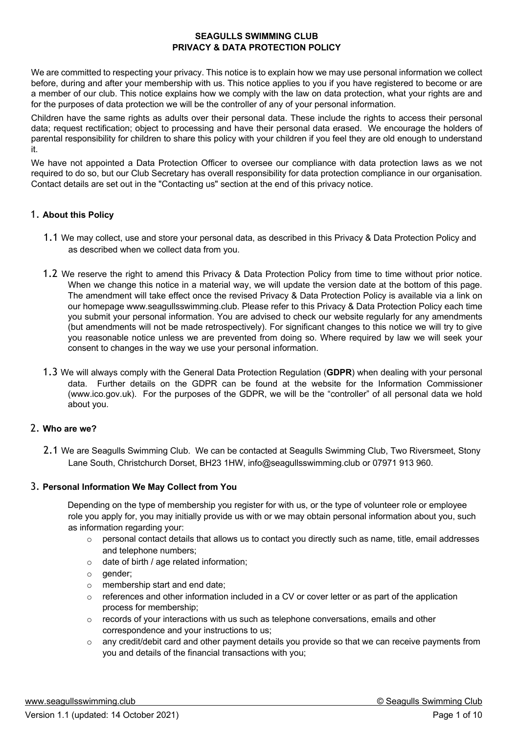# SEAGULLS SWIMMING CLUB
# PRIVACY & DATA PROTECTION POLICY

We are committed to respecting your privacy. This notice is to explain how we may use personal information we collect before, during and after your membership with us. This notice applies to you if you have registered to become or are a member of our club. This notice explains how we comply with the law on data protection, what your rights are and for the purposes of data protection we will be the controller of any of your personal information.

Children have the same rights as adults over their personal data. These include the rights to access their personal data; request rectification; object to processing and have their personal data erased. We encourage the holders of parental responsibility for children to share this policy with your children if you feel they are old enough to understand it.

We have not appointed a Data Protection Officer to oversee our compliance with data protection laws as we not required to do so, but our Club Secretary has overall responsibility for data protection compliance in our organisation. Contact details are set out in the "Contacting us" section at the end of this privacy notice.

## 1. About this Policy

1.1 We may collect, use and store your personal data, as described in this Privacy & Data Protection Policy and as described when we collect data from you.

1.2 We reserve the right to amend this Privacy & Data Protection Policy from time to time without prior notice. When we change this notice in a material way, we will update the version date at the bottom of this page. The amendment will take effect once the revised Privacy & Data Protection Policy is available via a link on our homepage www.seagullsswimming.club. Please refer to this Privacy & Data Protection Policy each time you submit your personal information. You are advised to check our website regularly for any amendments (but amendments will not be made retrospectively). For significant changes to this notice we will try to give you reasonable notice unless we are prevented from doing so. Where required by law we will seek your consent to changes in the way we use your personal information.

1.3 We will always comply with the General Data Protection Regulation (**GDPR**) when dealing with your personal data. Further details on the GDPR can be found at the website for the Information Commissioner (www.ico.gov.uk). For the purposes of the GDPR, we will be the "controller" of all personal data we hold about you.

## 2. Who are we?

2.1 We are Seagulls Swimming Club. We can be contacted at Seagulls Swimming Club, Two Riversmeet, Stony Lane South, Christchurch Dorset, BH23 1HW, info@seagullsswimming.club or 07971 913 960.

## 3. Personal Information We May Collect from You

Depending on the type of membership you register for with us, or the type of volunteer role or employee role you apply for, you may initially provide us with or we may obtain personal information about you, such as information regarding your:

- personal contact details that allows us to contact you directly such as name, title, email addresses and telephone numbers;
- date of birth / age related information;
- gender;
- membership start and end date;
- references and other information included in a CV or cover letter or as part of the application process for membership;
- records of your interactions with us such as telephone conversations, emails and other correspondence and your instructions to us;
- any credit/debit card and other payment details you provide so that we can receive payments from you and details of the financial transactions with you;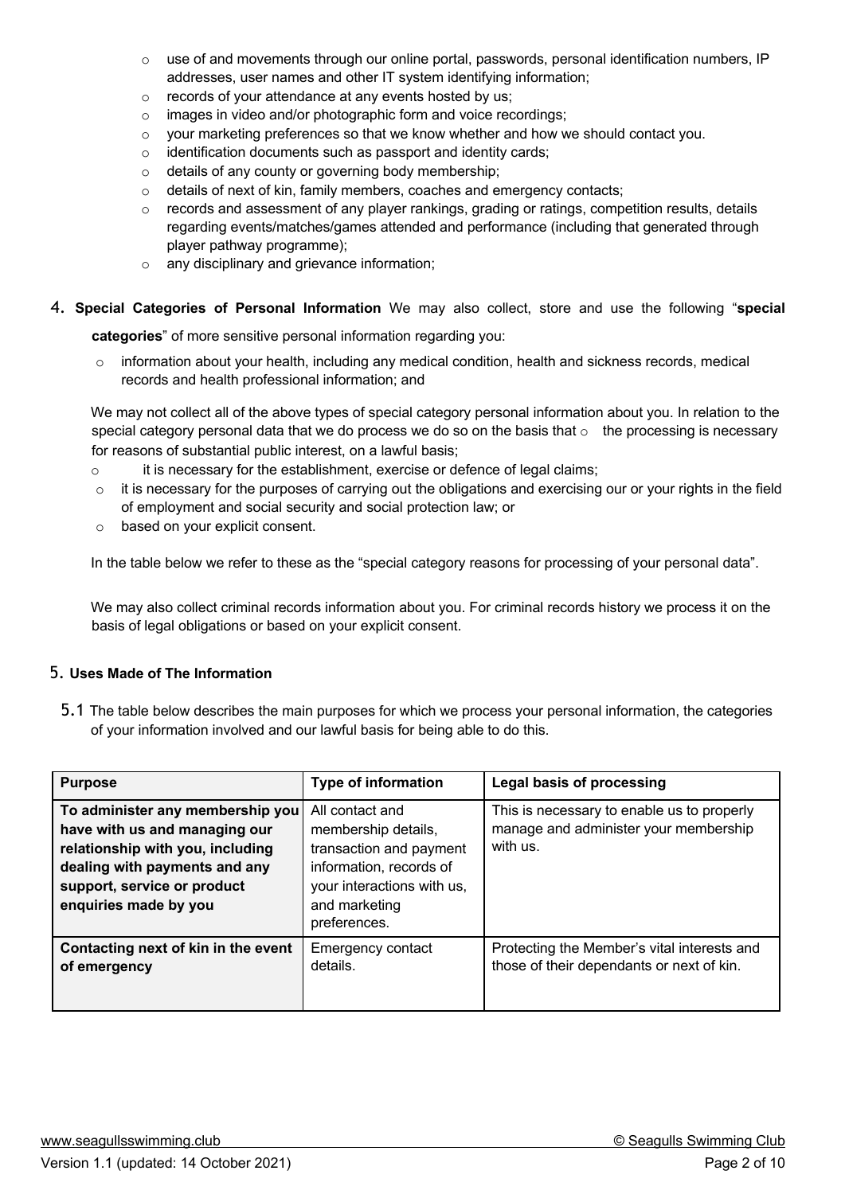- use of and movements through our online portal, passwords, personal identification numbers, IP addresses, user names and other IT system identifying information;
- records of your attendance at any events hosted by us;
- images in video and/or photographic form and voice recordings;
- your marketing preferences so that we know whether and how we should contact you.
- identification documents such as passport and identity cards;
- details of any county or governing body membership;
- details of next of kin, family members, coaches and emergency contacts;
- records and assessment of any player rankings, grading or ratings, competition results, details regarding events/matches/games attended and performance (including that generated through player pathway programme);
- any disciplinary and grievance information;

## 4. Special Categories of Personal Information

We may also collect, store and use the following "**special categories**" of more sensitive personal information regarding you:

- information about your health, including any medical condition, health and sickness records, medical records and health professional information; and

We may not collect all of the above types of special category personal information about you. In relation to the special category personal data that we do process we do so on the basis that

- the processing is necessary for reasons of substantial public interest, on a lawful basis;
- it is necessary for the establishment, exercise or defence of legal claims;
- it is necessary for the purposes of carrying out the obligations and exercising our or your rights in the field of employment and social security and social protection law; or
- based on your explicit consent.

In the table below we refer to these as the "special category reasons for processing of your personal data".

We may also collect criminal records information about you. For criminal records history we process it on the basis of legal obligations or based on your explicit consent.

## 5. Uses Made of The Information

5.1 The table below describes the main purposes for which we process your personal information, the categories of your information involved and our lawful basis for being able to do this.

| Purpose | Type of information | Legal basis of processing |
| --- | --- | --- |
| **To administer any membership you have with us and managing our relationship with you, including dealing with payments and any support, service or product enquiries made by you** | All contact and membership details, transaction and payment information, records of your interactions with us, and marketing preferences. | This is necessary to enable us to properly manage and administer your membership with us. |
| **Contacting next of kin in the event of emergency** | Emergency contact details. | Protecting the Member's vital interests and those of their dependants or next of kin. |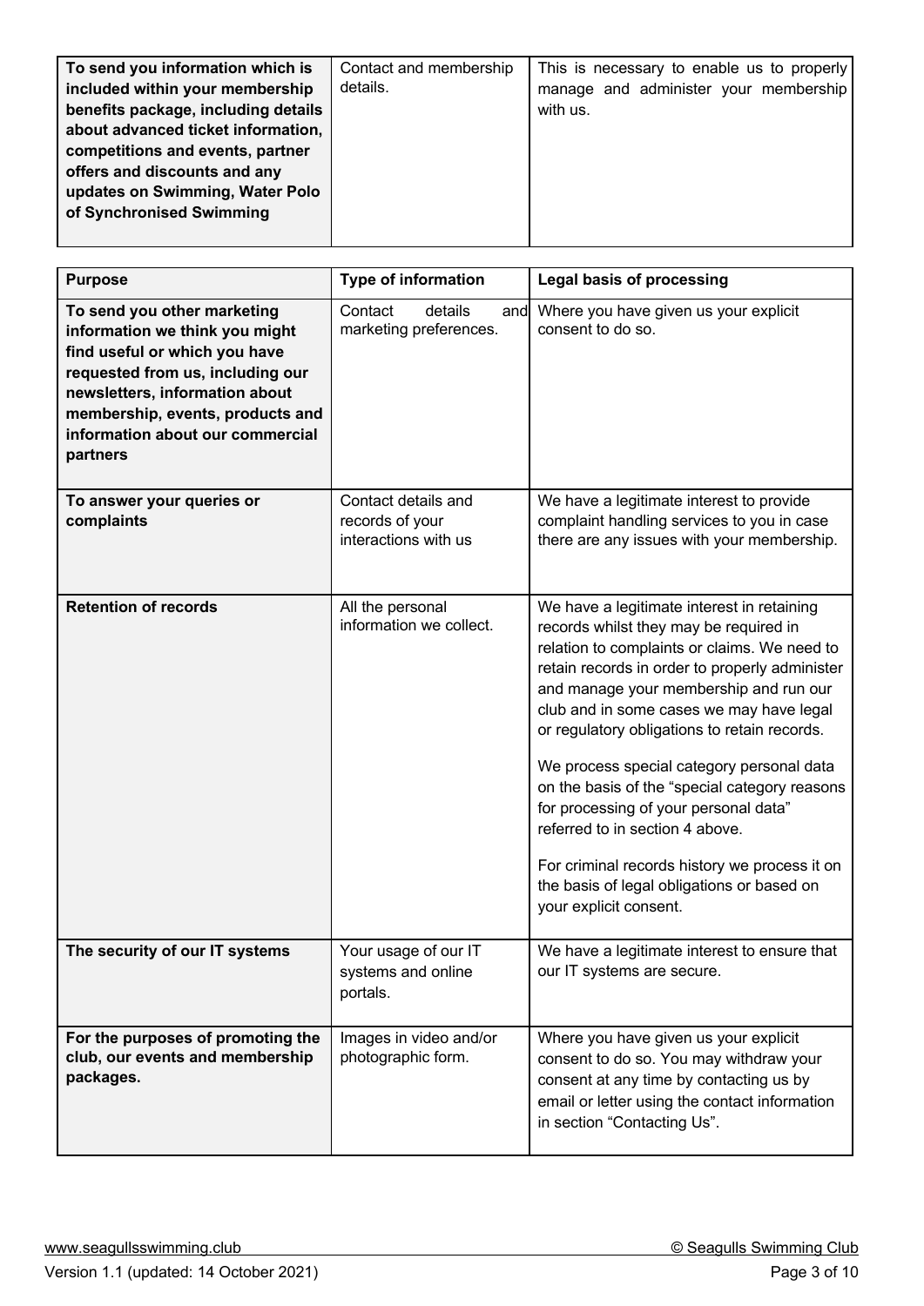| Purpose | Type of information | Legal basis of processing |
|---|---|---|
| **To send you information which is included within your membership benefits package, including details about advanced ticket information, competitions and events, partner offers and discounts and any updates on Swimming, Water Polo of Synchronised Swimming** | Contact and membership details. | This is necessary to enable us to properly manage and administer your membership with us. |
| **To send you other marketing information we think you might find useful or which you have requested from us, including our newsletters, information about membership, events, products and information about our commercial partners** | Contact details and marketing preferences. | Where you have given us your explicit consent to do so. |
| **To answer your queries or complaints** | Contact details and records of your interactions with us | We have a legitimate interest to provide complaint handling services to you in case there are any issues with your membership. |
| **Retention of records** | All the personal information we collect. | We have a legitimate interest in retaining records whilst they may be required in relation to complaints or claims. We need to retain records in order to properly administer and manage your membership and run our club and in some cases we may have legal or regulatory obligations to retain records.<br><br>We process special category personal data on the basis of the "special category reasons for processing of your personal data" referred to in section 4 above.<br><br>For criminal records history we process it on the basis of legal obligations or based on your explicit consent. |
| **The security of our IT systems** | Your usage of our IT systems and online portals. | We have a legitimate interest to ensure that our IT systems are secure. |
| **For the purposes of promoting the club, our events and membership packages.** | Images in video and/or photographic form. | Where you have given us your explicit consent to do so. You may withdraw your consent at any time by contacting us by email or letter using the contact information in section "Contacting Us". |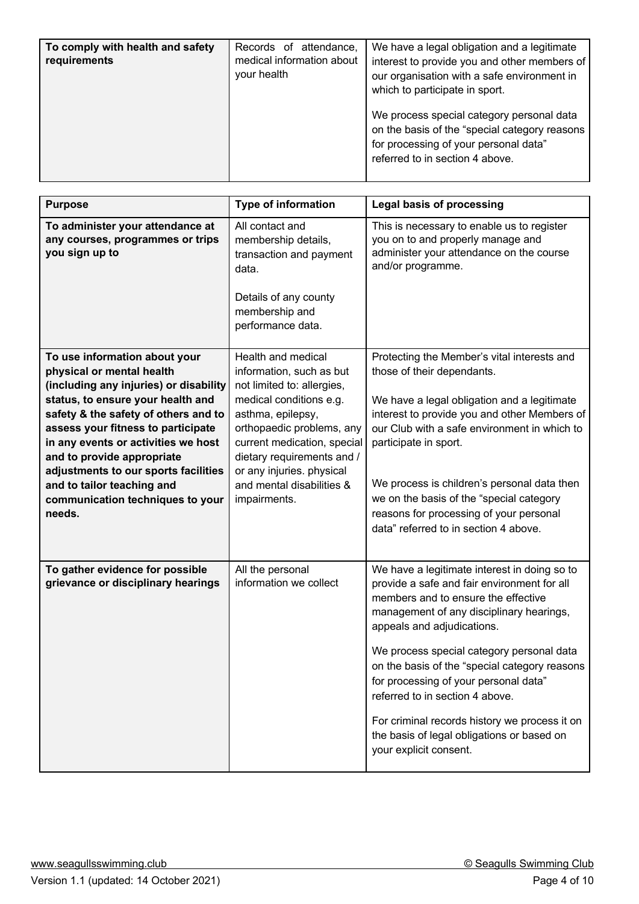| To comply with health and safety requirements | Records of attendance, medical information about your health | We have a legal obligation and a legitimate interest to provide you and other members of our organisation with a safe environment in which to participate in sport.<br><br>We process special category personal data on the basis of the "special category reasons for processing of your personal data" referred to in section 4 above. |
|---|---|---|

| Purpose | Type of information | Legal basis of processing |
|---|---|---|
| **To administer your attendance at any courses, programmes or trips you sign up to** | All contact and membership details, transaction and payment data.<br><br>Details of any county membership and performance data. | This is necessary to enable us to register you on to and properly manage and administer your attendance on the course and/or programme. |
| **To use information about your physical or mental health (including any injuries) or disability status, to ensure your health and safety & the safety of others and to assess your fitness to participate in any events or activities we host and to provide appropriate adjustments to our sports facilities and to tailor teaching and communication techniques to your needs.** | Health and medical information, such as but not limited to: allergies, medical conditions e.g. asthma, epilepsy, orthopaedic problems, any current medication, special dietary requirements and / or any injuries. physical and mental disabilities & impairments. | Protecting the Member's vital interests and those of their dependants.<br><br>We have a legal obligation and a legitimate interest to provide you and other Members of our Club with a safe environment in which to participate in sport.<br><br>We process is children's personal data then we on the basis of the "special category reasons for processing of your personal data" referred to in section 4 above. |
| **To gather evidence for possible grievance or disciplinary hearings** | All the personal information we collect | We have a legitimate interest in doing so to provide a safe and fair environment for all members and to ensure the effective management of any disciplinary hearings, appeals and adjudications.<br><br>We process special category personal data on the basis of the "special category reasons for processing of your personal data" referred to in section 4 above.<br><br>For criminal records history we process it on the basis of legal obligations or based on your explicit consent. |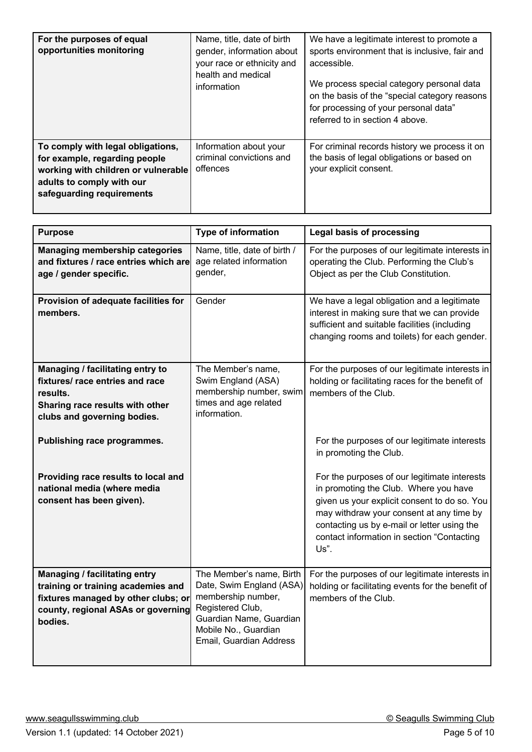| | | |
|---|---|---|
| **For the purposes of equal opportunities monitoring** | Name, title, date of birth gender, information about your race or ethnicity and health and medical information | We have a legitimate interest to promote a sports environment that is inclusive, fair and accessible.<br><br>We process special category personal data on the basis of the "special category reasons for processing of your personal data" referred to in section 4 above. |
| **To comply with legal obligations, for example, regarding people working with children or vulnerable adults to comply with our safeguarding requirements** | Information about your criminal convictions and offences | For criminal records history we process it on the basis of legal obligations or based on your explicit consent. |

| Purpose | Type of information | Legal basis of processing |
|---|---|---|
| **Managing membership categories and fixtures / race entries which are age / gender specific.** | Name, title, date of birth / age related information gender, | For the purposes of our legitimate interests in operating the Club. Performing the Club's Object as per the Club Constitution. |
| **Provision of adequate facilities for members.** | Gender | We have a legal obligation and a legitimate interest in making sure that we can provide sufficient and suitable facilities (including changing rooms and toilets) for each gender. |
| **Managing / facilitating entry to fixtures/ race entries and race results.**<br>**Sharing race results with other clubs and governing bodies.**<br><br>**Publishing race programmes.**<br><br>**Providing race results to local and national media (where media consent has been given).** | The Member's name, Swim England (ASA) membership number, swim times and age related information. | For the purposes of our legitimate interests in holding or facilitating races for the benefit of members of the Club.<br><br>For the purposes of our legitimate interests in promoting the Club.<br><br>For the purposes of our legitimate interests in promoting the Club. Where you have given us your explicit consent to do so. You may withdraw your consent at any time by contacting us by e-mail or letter using the contact information in section "Contacting Us". |
| **Managing / facilitating entry training or training academies and fixtures managed by other clubs; or county, regional ASAs or governing bodies.** | The Member's name, Birth Date, Swim England (ASA) membership number, Registered Club, Guardian Name, Guardian Mobile No., Guardian Email, Guardian Address | For the purposes of our legitimate interests in holding or facilitating events for the benefit of members of the Club. |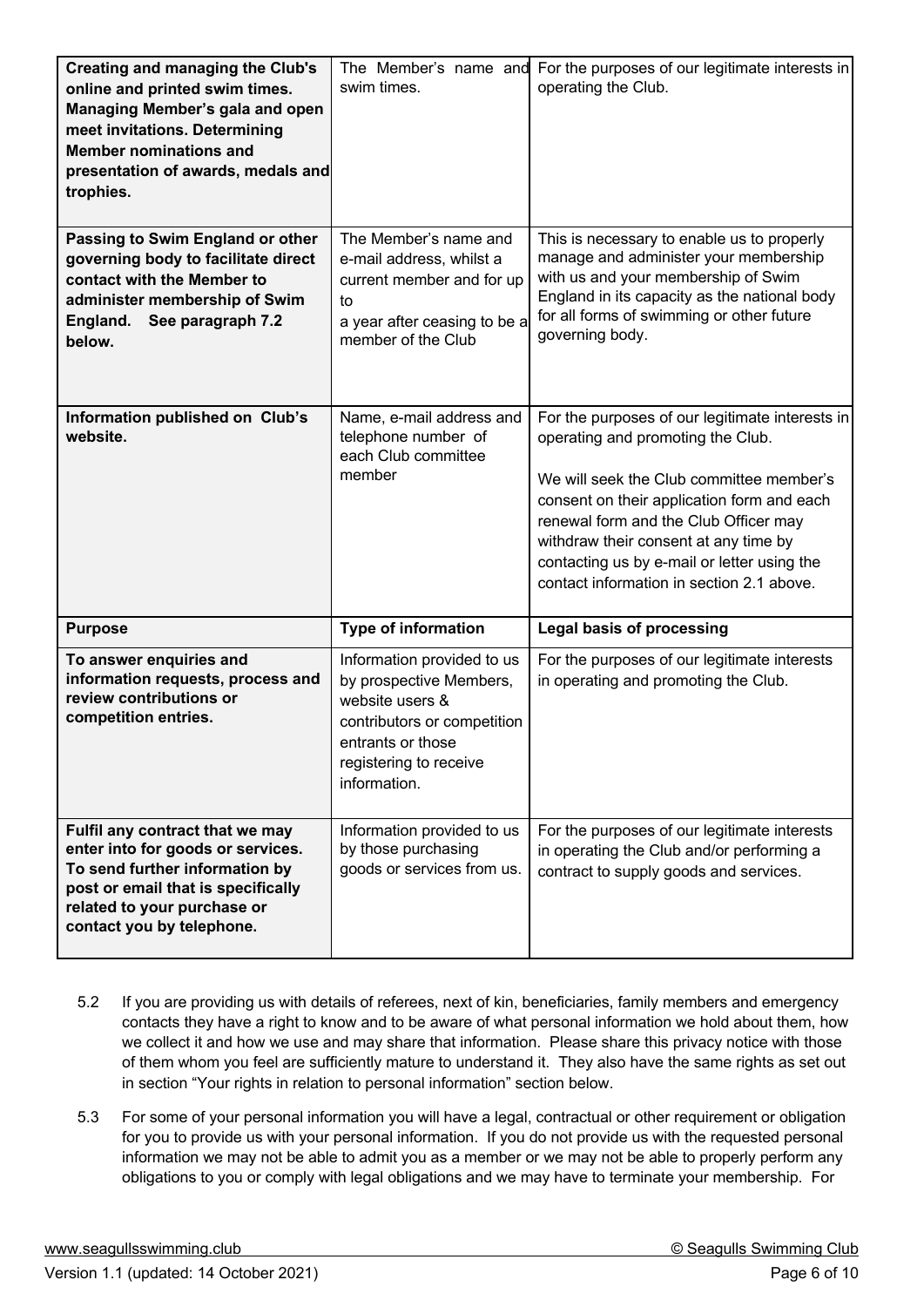| **Creating and managing the Club's online and printed swim times. Managing Member's gala and open meet invitations. Determining Member nominations and presentation of awards, medals and trophies.** | The Member's name and swim times. | For the purposes of our legitimate interests in operating the Club. |
|---|---|---|
| **Passing to Swim England or other governing body to facilitate direct contact with the Member to administer membership of Swim England. See paragraph 7.2 below.** | The Member's name and e-mail address, whilst a current member and for up to a year after ceasing to be a member of the Club | This is necessary to enable us to properly manage and administer your membership with us and your membership of Swim England in its capacity as the national body for all forms of swimming or other future governing body. |
| **Information published on Club's website.** | Name, e-mail address and telephone number of each Club committee member | For the purposes of our legitimate interests in operating and promoting the Club.<br><br>We will seek the Club committee member's consent on their application form and each renewal form and the Club Officer may withdraw their consent at any time by contacting us by e-mail or letter using the contact information in section 2.1 above. |
| **Purpose** | **Type of information** | **Legal basis of processing** |
| **To answer enquiries and information requests, process and review contributions or competition entries.** | Information provided to us by prospective Members, website users & contributors or competition entrants or those registering to receive information. | For the purposes of our legitimate interests in operating and promoting the Club. |
| **Fulfil any contract that we may enter into for goods or services. To send further information by post or email that is specifically related to your purchase or contact you by telephone.** | Information provided to us by those purchasing goods or services from us. | For the purposes of our legitimate interests in operating the Club and/or performing a contract to supply goods and services. |

5.2 If you are providing us with details of referees, next of kin, beneficiaries, family members and emergency contacts they have a right to know and to be aware of what personal information we hold about them, how we collect it and how we use and may share that information. Please share this privacy notice with those of them whom you feel are sufficiently mature to understand it. They also have the same rights as set out in section "Your rights in relation to personal information" section below.

5.3 For some of your personal information you will have a legal, contractual or other requirement or obligation for you to provide us with your personal information. If you do not provide us with the requested personal information we may not be able to admit you as a member or we may not be able to properly perform any obligations to you or comply with legal obligations and we may have to terminate your membership. For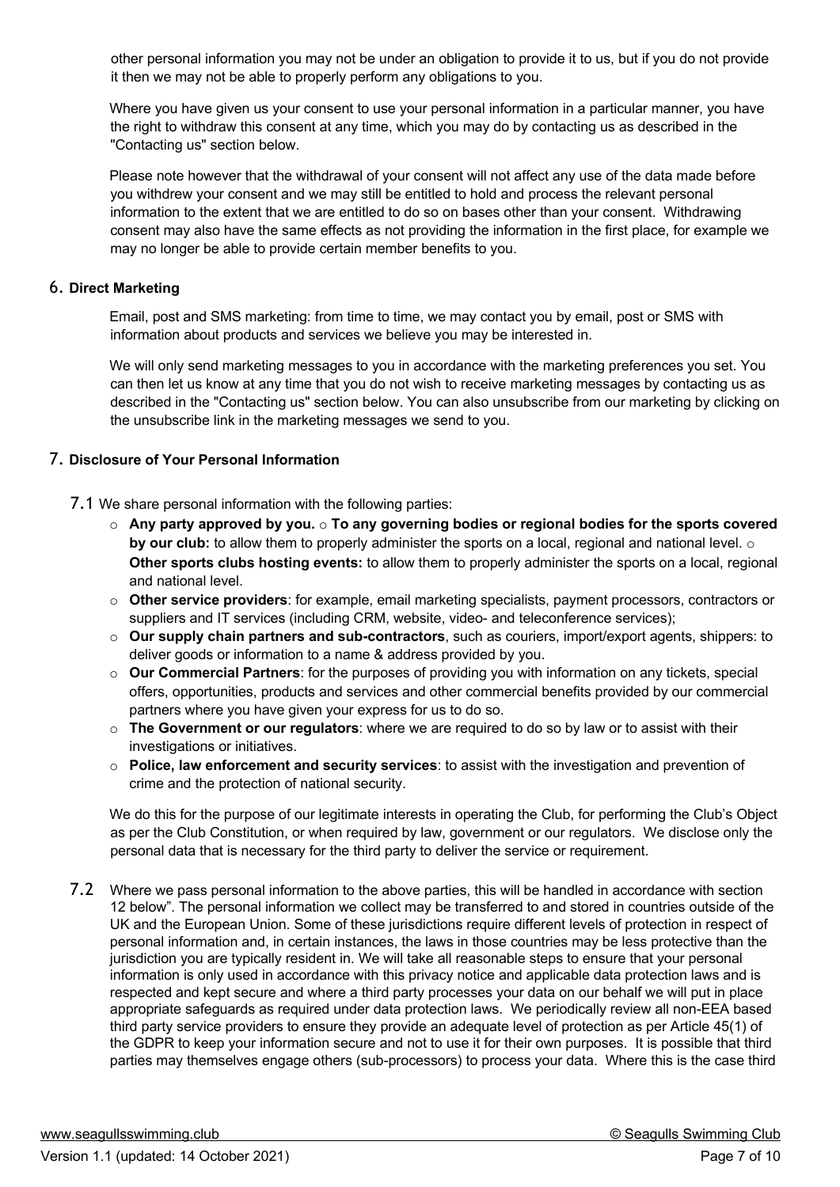other personal information you may not be under an obligation to provide it to us, but if you do not provide it then we may not be able to properly perform any obligations to you.

Where you have given us your consent to use your personal information in a particular manner, you have the right to withdraw this consent at any time, which you may do by contacting us as described in the "Contacting us" section below.

Please note however that the withdrawal of your consent will not affect any use of the data made before you withdrew your consent and we may still be entitled to hold and process the relevant personal information to the extent that we are entitled to do so on bases other than your consent. Withdrawing consent may also have the same effects as not providing the information in the first place, for example we may no longer be able to provide certain member benefits to you.

## 6. Direct Marketing

Email, post and SMS marketing: from time to time, we may contact you by email, post or SMS with information about products and services we believe you may be interested in.

We will only send marketing messages to you in accordance with the marketing preferences you set. You can then let us know at any time that you do not wish to receive marketing messages by contacting us as described in the "Contacting us" section below. You can also unsubscribe from our marketing by clicking on the unsubscribe link in the marketing messages we send to you.

## 7. Disclosure of Your Personal Information

7.1 We share personal information with the following parties:

- **Any party approved by you.**
- **To any governing bodies or regional bodies for the sports covered by our club:** to allow them to properly administer the sports on a local, regional and national level.
- **Other sports clubs hosting events:** to allow them to properly administer the sports on a local, regional and national level.
- **Other service providers**: for example, email marketing specialists, payment processors, contractors or suppliers and IT services (including CRM, website, video- and teleconference services);
- **Our supply chain partners and sub-contractors**, such as couriers, import/export agents, shippers: to deliver goods or information to a name & address provided by you.
- **Our Commercial Partners**: for the purposes of providing you with information on any tickets, special offers, opportunities, products and services and other commercial benefits provided by our commercial partners where you have given your express for us to do so.
- **The Government or our regulators**: where we are required to do so by law or to assist with their investigations or initiatives.
- **Police, law enforcement and security services**: to assist with the investigation and prevention of crime and the protection of national security.

We do this for the purpose of our legitimate interests in operating the Club, for performing the Club's Object as per the Club Constitution, or when required by law, government or our regulators. We disclose only the personal data that is necessary for the third party to deliver the service or requirement.

7.2 Where we pass personal information to the above parties, this will be handled in accordance with section 12 below". The personal information we collect may be transferred to and stored in countries outside of the UK and the European Union. Some of these jurisdictions require different levels of protection in respect of personal information and, in certain instances, the laws in those countries may be less protective than the jurisdiction you are typically resident in. We will take all reasonable steps to ensure that your personal information is only used in accordance with this privacy notice and applicable data protection laws and is respected and kept secure and where a third party processes your data on our behalf we will put in place appropriate safeguards as required under data protection laws. We periodically review all non-EEA based third party service providers to ensure they provide an adequate level of protection as per Article 45(1) of the GDPR to keep your information secure and not to use it for their own purposes. It is possible that third parties may themselves engage others (sub-processors) to process your data. Where this is the case third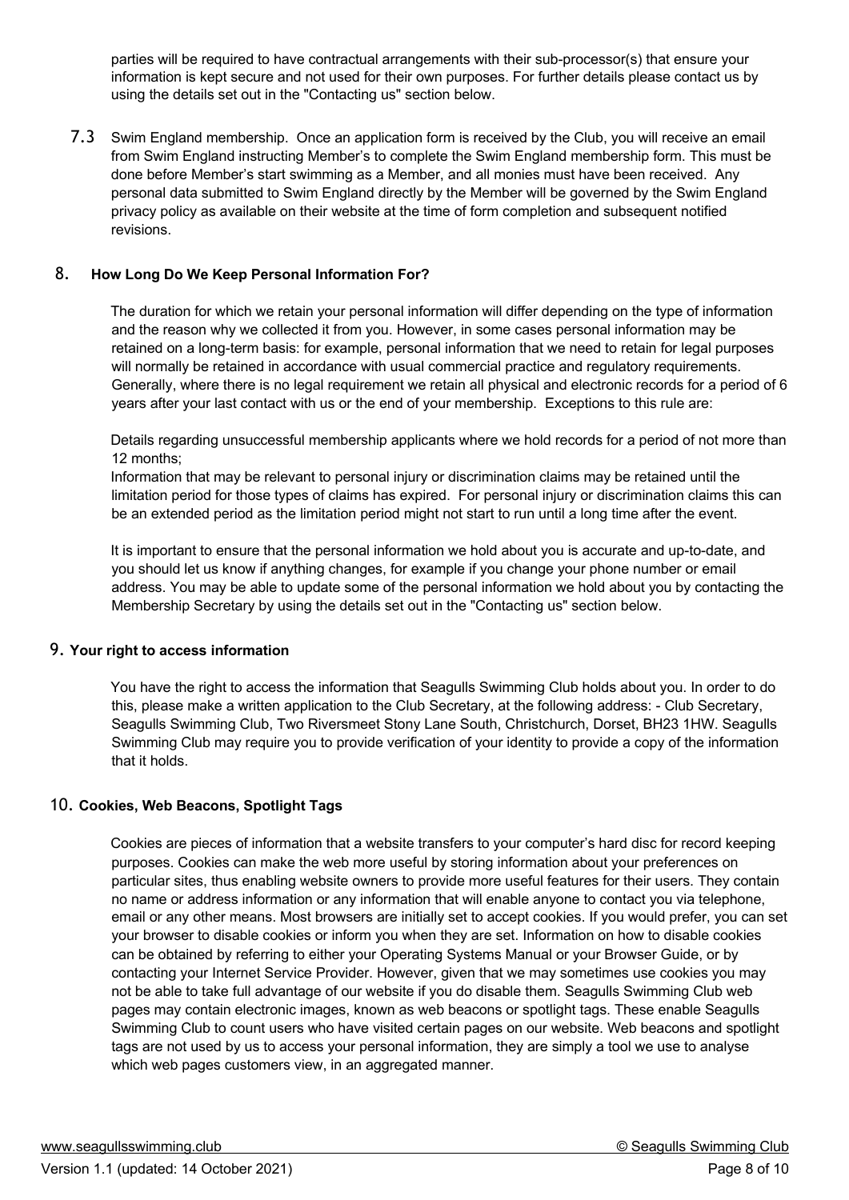parties will be required to have contractual arrangements with their sub-processor(s) that ensure your information is kept secure and not used for their own purposes. For further details please contact us by using the details set out in the "Contacting us" section below.

7.3 Swim England membership. Once an application form is received by the Club, you will receive an email from Swim England instructing Member's to complete the Swim England membership form. This must be done before Member's start swimming as a Member, and all monies must have been received. Any personal data submitted to Swim England directly by the Member will be governed by the Swim England privacy policy as available on their website at the time of form completion and subsequent notified revisions.

## 8. How Long Do We Keep Personal Information For?

The duration for which we retain your personal information will differ depending on the type of information and the reason why we collected it from you. However, in some cases personal information may be retained on a long-term basis: for example, personal information that we need to retain for legal purposes will normally be retained in accordance with usual commercial practice and regulatory requirements. Generally, where there is no legal requirement we retain all physical and electronic records for a period of 6 years after your last contact with us or the end of your membership. Exceptions to this rule are:

Details regarding unsuccessful membership applicants where we hold records for a period of not more than 12 months;

Information that may be relevant to personal injury or discrimination claims may be retained until the limitation period for those types of claims has expired. For personal injury or discrimination claims this can be an extended period as the limitation period might not start to run until a long time after the event.

It is important to ensure that the personal information we hold about you is accurate and up-to-date, and you should let us know if anything changes, for example if you change your phone number or email address. You may be able to update some of the personal information we hold about you by contacting the Membership Secretary by using the details set out in the "Contacting us" section below.

## 9. Your right to access information

You have the right to access the information that Seagulls Swimming Club holds about you. In order to do this, please make a written application to the Club Secretary, at the following address: - Club Secretary, Seagulls Swimming Club, Two Riversmeet Stony Lane South, Christchurch, Dorset, BH23 1HW. Seagulls Swimming Club may require you to provide verification of your identity to provide a copy of the information that it holds.

## 10. Cookies, Web Beacons, Spotlight Tags

Cookies are pieces of information that a website transfers to your computer's hard disc for record keeping purposes. Cookies can make the web more useful by storing information about your preferences on particular sites, thus enabling website owners to provide more useful features for their users. They contain no name or address information or any information that will enable anyone to contact you via telephone, email or any other means. Most browsers are initially set to accept cookies. If you would prefer, you can set your browser to disable cookies or inform you when they are set. Information on how to disable cookies can be obtained by referring to either your Operating Systems Manual or your Browser Guide, or by contacting your Internet Service Provider. However, given that we may sometimes use cookies you may not be able to take full advantage of our website if you do disable them. Seagulls Swimming Club web pages may contain electronic images, known as web beacons or spotlight tags. These enable Seagulls Swimming Club to count users who have visited certain pages on our website. Web beacons and spotlight tags are not used by us to access your personal information, they are simply a tool we use to analyse which web pages customers view, in an aggregated manner.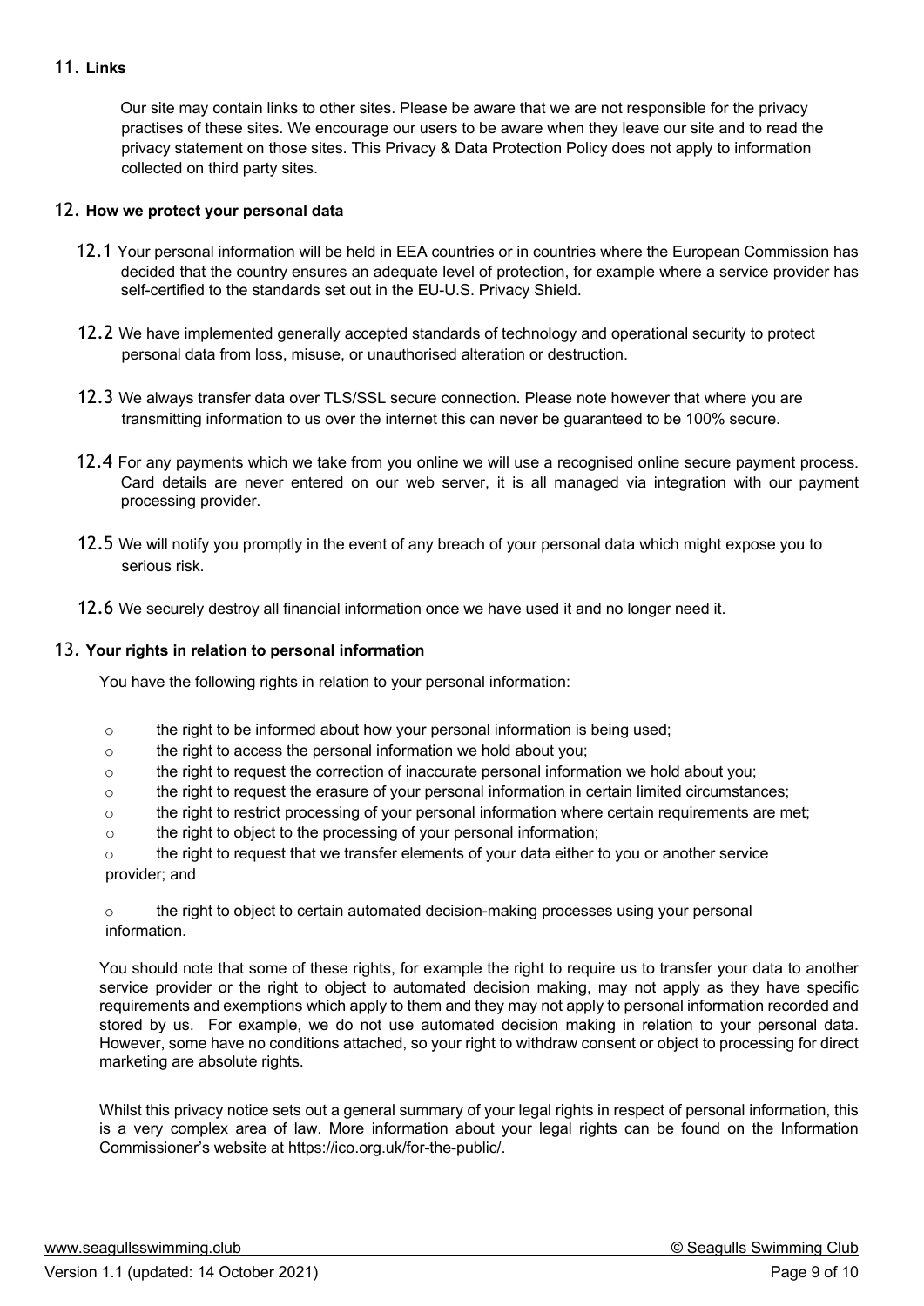## 11. Links

Our site may contain links to other sites. Please be aware that we are not responsible for the privacy practises of these sites. We encourage our users to be aware when they leave our site and to read the privacy statement on those sites. This Privacy & Data Protection Policy does not apply to information collected on third party sites.

## 12. How we protect your personal data

12.1 Your personal information will be held in EEA countries or in countries where the European Commission has decided that the country ensures an adequate level of protection, for example where a service provider has self-certified to the standards set out in the EU-U.S. Privacy Shield.

12.2 We have implemented generally accepted standards of technology and operational security to protect personal data from loss, misuse, or unauthorised alteration or destruction.

12.3 We always transfer data over TLS/SSL secure connection. Please note however that where you are transmitting information to us over the internet this can never be guaranteed to be 100% secure.

12.4 For any payments which we take from you online we will use a recognised online secure payment process. Card details are never entered on our web server, it is all managed via integration with our payment processing provider.

12.5 We will notify you promptly in the event of any breach of your personal data which might expose you to serious risk.

12.6 We securely destroy all financial information once we have used it and no longer need it.

## 13. Your rights in relation to personal information

You have the following rights in relation to your personal information:

- the right to be informed about how your personal information is being used;
- the right to access the personal information we hold about you;
- the right to request the correction of inaccurate personal information we hold about you;
- the right to request the erasure of your personal information in certain limited circumstances;
- the right to restrict processing of your personal information where certain requirements are met;
- the right to object to the processing of your personal information;
- the right to request that we transfer elements of your data either to you or another service provider; and
- the right to object to certain automated decision-making processes using your personal information.

You should note that some of these rights, for example the right to require us to transfer your data to another service provider or the right to object to automated decision making, may not apply as they have specific requirements and exemptions which apply to them and they may not apply to personal information recorded and stored by us. For example, we do not use automated decision making in relation to your personal data. However, some have no conditions attached, so your right to withdraw consent or object to processing for direct marketing are absolute rights.

Whilst this privacy notice sets out a general summary of your legal rights in respect of personal information, this is a very complex area of law. More information about your legal rights can be found on the Information Commissioner's website at https://ico.org.uk/for-the-public/.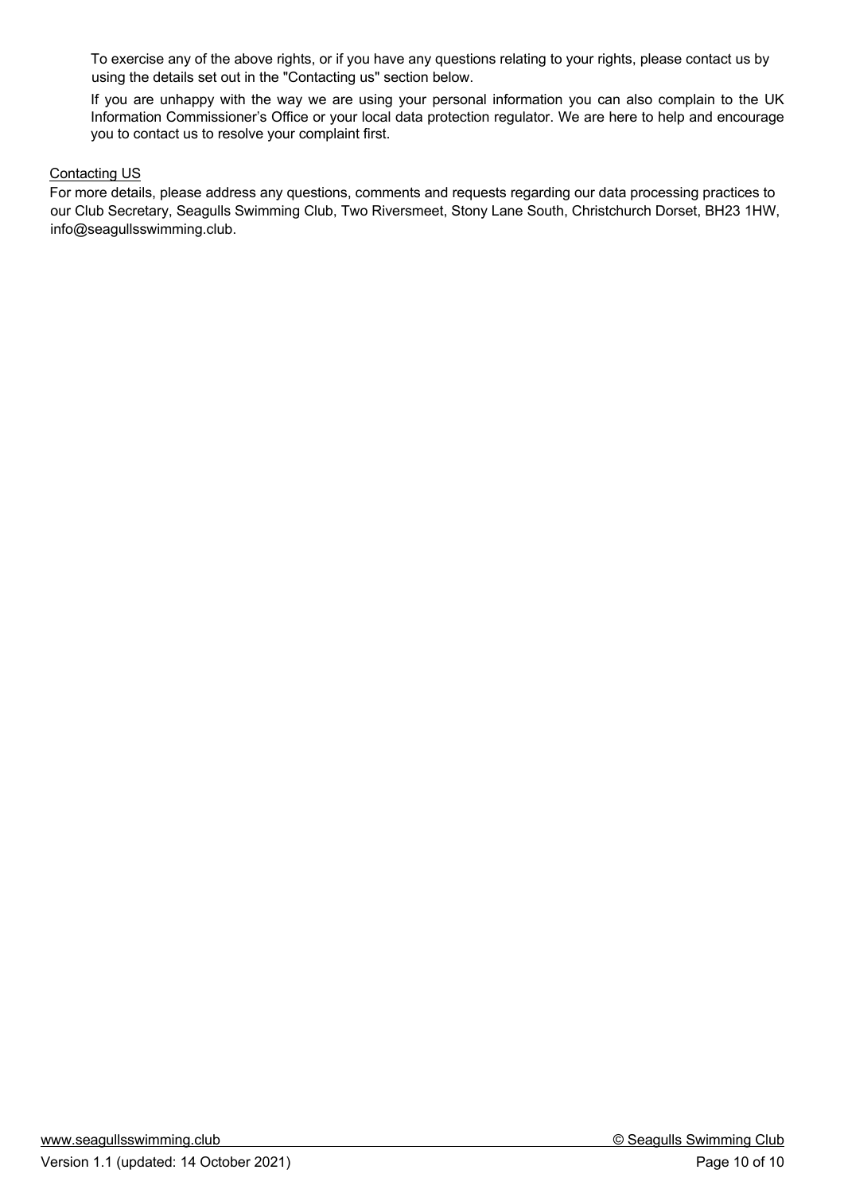To exercise any of the above rights, or if you have any questions relating to your rights, please contact us by using the details set out in the "Contacting us" section below.

If you are unhappy with the way we are using your personal information you can also complain to the UK Information Commissioner's Office or your local data protection regulator. We are here to help and encourage you to contact us to resolve your complaint first.

## Contacting US

For more details, please address any questions, comments and requests regarding our data processing practices to our Club Secretary, Seagulls Swimming Club, Two Riversmeet, Stony Lane South, Christchurch Dorset, BH23 1HW, info@seagullsswimming.club.